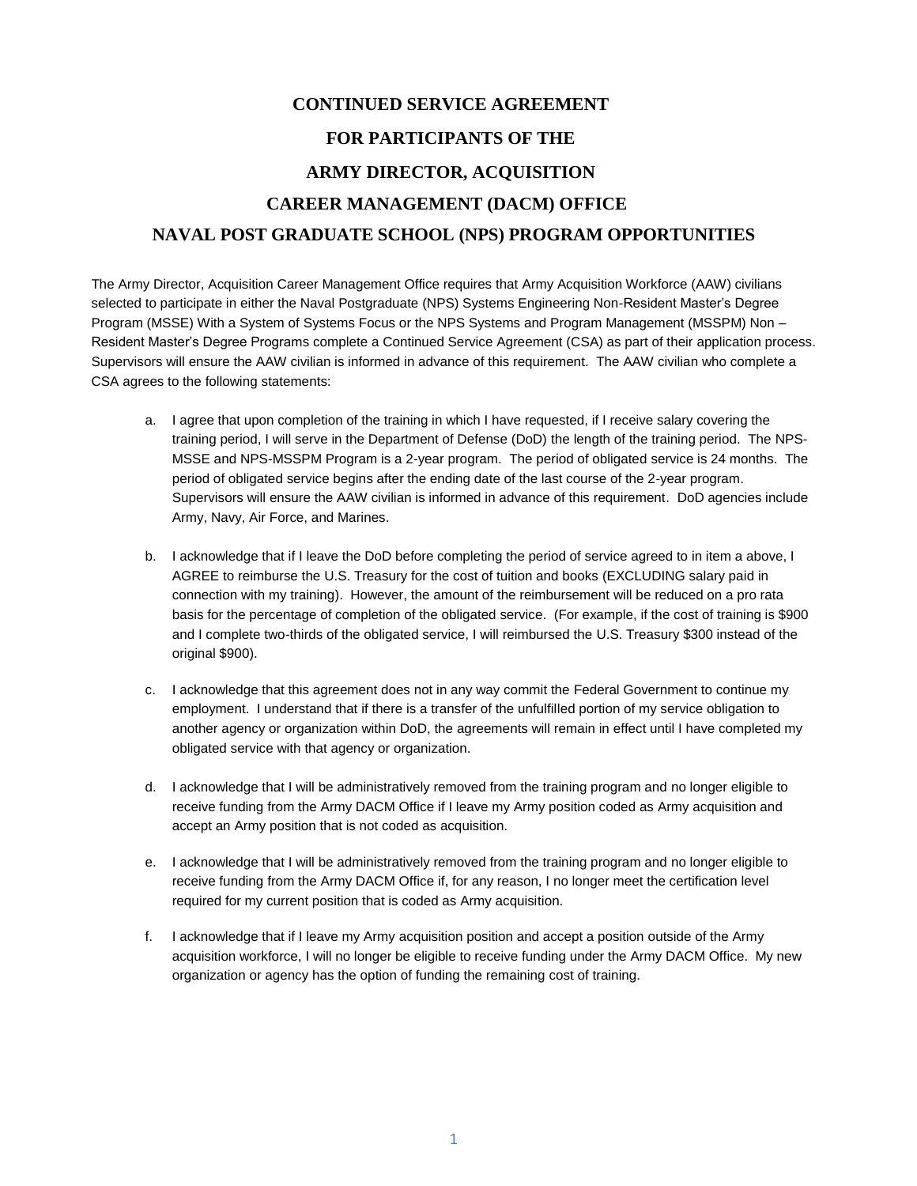# CONTINUED SERVICE AGREEMENT

# FOR PARTICIPANTS OF THE

# ARMY DIRECTOR, ACQUISITION

# CAREER MANAGEMENT (DACM) OFFICE

# NAVAL POST GRADUATE SCHOOL (NPS) PROGRAM OPPORTUNITIES

The Army Director, Acquisition Career Management Office requires that Army Acquisition Workforce (AAW) civilians selected to participate in either the Naval Postgraduate (NPS) Systems Engineering Non-Resident Master's Degree Program (MSSE) With a System of Systems Focus or the NPS Systems and Program Management (MSSPM) Non – Resident Master's Degree Programs complete a Continued Service Agreement (CSA) as part of their application process. Supervisors will ensure the AAW civilian is informed in advance of this requirement. The AAW civilian who complete a CSA agrees to the following statements:

a. I agree that upon completion of the training in which I have requested, if I receive salary covering the training period, I will serve in the Department of Defense (DoD) the length of the training period. The NPS-MSSE and NPS-MSSPM Program is a 2-year program. The period of obligated service is 24 months. The period of obligated service begins after the ending date of the last course of the 2-year program. Supervisors will ensure the AAW civilian is informed in advance of this requirement. DoD agencies include Army, Navy, Air Force, and Marines.

b. I acknowledge that if I leave the DoD before completing the period of service agreed to in item a above, I AGREE to reimburse the U.S. Treasury for the cost of tuition and books (EXCLUDING salary paid in connection with my training). However, the amount of the reimbursement will be reduced on a pro rata basis for the percentage of completion of the obligated service. (For example, if the cost of training is $900 and I complete two-thirds of the obligated service, I will reimbursed the U.S. Treasury $300 instead of the original $900).

c. I acknowledge that this agreement does not in any way commit the Federal Government to continue my employment. I understand that if there is a transfer of the unfulfilled portion of my service obligation to another agency or organization within DoD, the agreements will remain in effect until I have completed my obligated service with that agency or organization.

d. I acknowledge that I will be administratively removed from the training program and no longer eligible to receive funding from the Army DACM Office if I leave my Army position coded as Army acquisition and accept an Army position that is not coded as acquisition.

e. I acknowledge that I will be administratively removed from the training program and no longer eligible to receive funding from the Army DACM Office if, for any reason, I no longer meet the certification level required for my current position that is coded as Army acquisition.

f. I acknowledge that if I leave my Army acquisition position and accept a position outside of the Army acquisition workforce, I will no longer be eligible to receive funding under the Army DACM Office. My new organization or agency has the option of funding the remaining cost of training.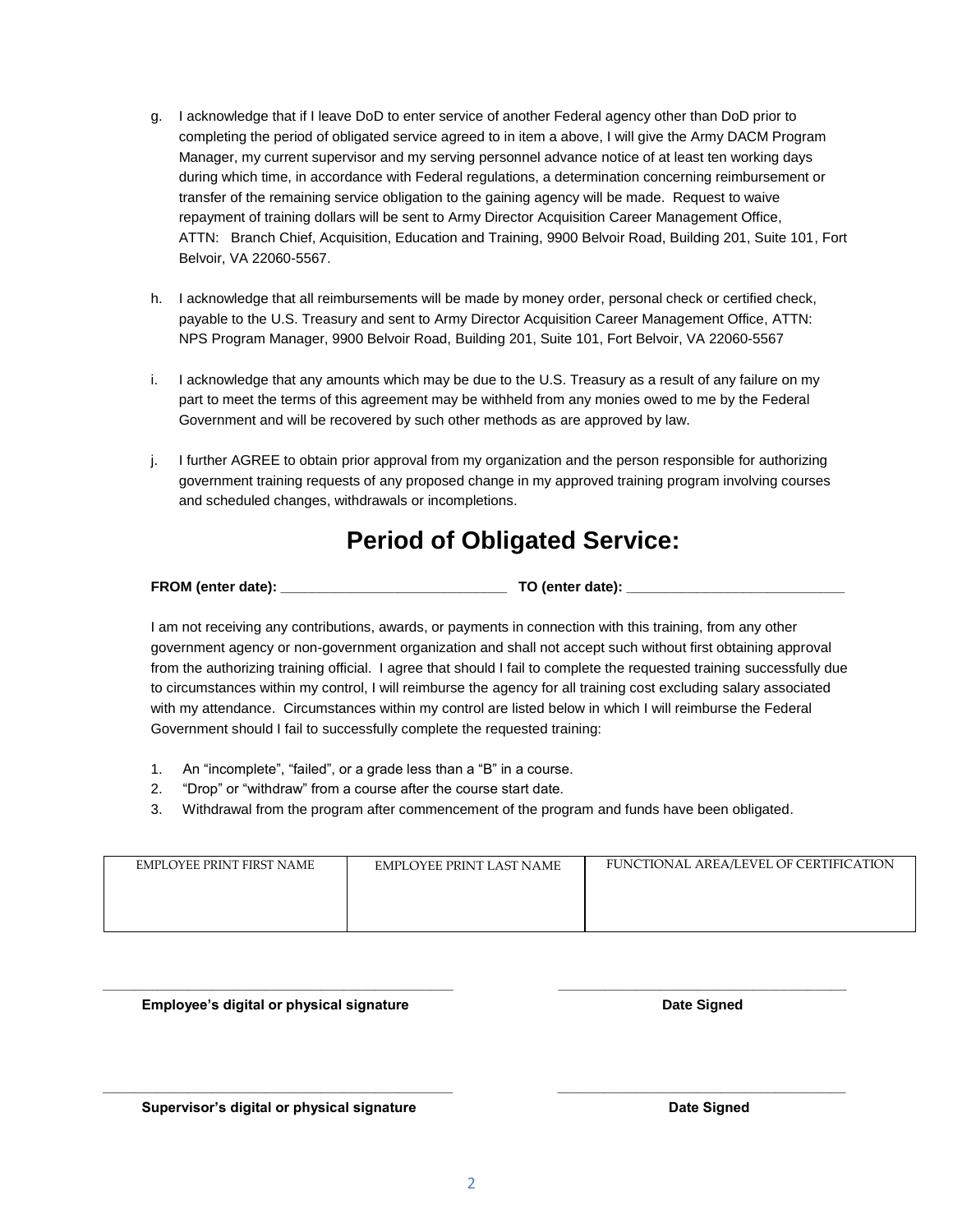g. I acknowledge that if I leave DoD to enter service of another Federal agency other than DoD prior to completing the period of obligated service agreed to in item a above, I will give the Army DACM Program Manager, my current supervisor and my serving personnel advance notice of at least ten working days during which time, in accordance with Federal regulations, a determination concerning reimbursement or transfer of the remaining service obligation to the gaining agency will be made. Request to waive repayment of training dollars will be sent to Army Director Acquisition Career Management Office, ATTN: Branch Chief, Acquisition, Education and Training, 9900 Belvoir Road, Building 201, Suite 101, Fort Belvoir, VA 22060-5567.

h. I acknowledge that all reimbursements will be made by money order, personal check or certified check, payable to the U.S. Treasury and sent to Army Director Acquisition Career Management Office, ATTN: NPS Program Manager, 9900 Belvoir Road, Building 201, Suite 101, Fort Belvoir, VA 22060-5567

i. I acknowledge that any amounts which may be due to the U.S. Treasury as a result of any failure on my part to meet the terms of this agreement may be withheld from any monies owed to me by the Federal Government and will be recovered by such other methods as are approved by law.

j. I further AGREE to obtain prior approval from my organization and the person responsible for authorizing government training requests of any proposed change in my approved training program involving courses and scheduled changes, withdrawals or incompletions.

## Period of Obligated Service:

**FROM (enter date):** ______________________________ **TO (enter date):** ______________________________

I am not receiving any contributions, awards, or payments in connection with this training, from any other government agency or non-government organization and shall not accept such without first obtaining approval from the authorizing training official. I agree that should I fail to complete the requested training successfully due to circumstances within my control, I will reimburse the agency for all training cost excluding salary associated with my attendance. Circumstances within my control are listed below in which I will reimburse the Federal Government should I fail to successfully complete the requested training:

1. An "incomplete", "failed", or a grade less than a "B" in a course.
2. "Drop" or "withdraw" from a course after the course start date.
3. Withdrawal from the program after commencement of the program and funds have been obligated.

| EMPLOYEE PRINT FIRST NAME | EMPLOYEE PRINT LAST NAME | FUNCTIONAL AREA/LEVEL OF CERTIFICATION |
|---|---|---|
| | | |

______________________________________________ ______________________________________

**Employee's digital or physical signature** **Date Signed**

______________________________________________ ______________________________________

**Supervisor's digital or physical signature** **Date Signed**